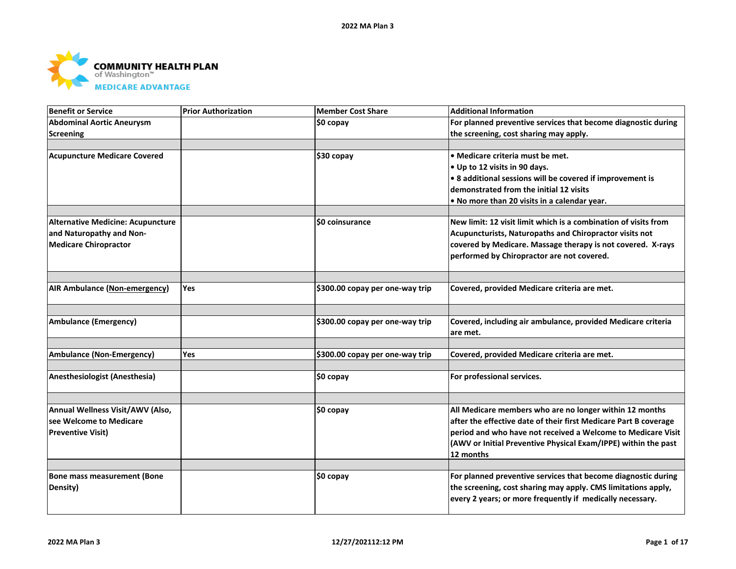COMMUNITY HEALTH PLAN of Washington™ MEDICARE ADVANTAGE

| Benefit or Service | Prior Authorization | Member Cost Share | Additional Information |
| --- | --- | --- | --- |
| Abdominal Aortic Aneurysm Screening | | $0 copay | For planned preventive services that become diagnostic during the screening, cost sharing may apply. |
| Acupuncture Medicare Covered | | $30 copay | • Medicare criteria must be met.<br>• Up to 12 visits in 90 days.<br>• 8 additional sessions will be covered if improvement is demonstrated from the initial 12 visits<br>• No more than 20 visits in a calendar year. |
| Alternative Medicine: Acupuncture and Naturopathy and Non-Medicare Chiropractor | | $0 coinsurance | New limit: 12 visit limit which is a combination of visits from Acupuncturists, Naturopaths and Chiropractor visits not covered by Medicare. Massage therapy is not covered. X-rays performed by Chiropractor are not covered. |
| AIR Ambulance (Non-emergency) | Yes | $300.00 copay per one-way trip | Covered, provided Medicare criteria are met. |
| Ambulance (Emergency) | | $300.00 copay per one-way trip | Covered, including air ambulance, provided Medicare criteria are met. |
| Ambulance (Non-Emergency) | Yes | $300.00 copay per one-way trip | Covered, provided Medicare criteria are met. |
| Anesthesiologist (Anesthesia) | | $0 copay | For professional services. |
| Annual Wellness Visit/AWV (Also, see Welcome to Medicare Preventive Visit) | | $0 copay | All Medicare members who are no longer within 12 months after the effective date of their first Medicare Part B coverage period and who have not received a Welcome to Medicare Visit (AWV or Initial Preventive Physical Exam/IPPE) within the past 12 months |
| Bone mass measurement (Bone Density) | | $0 copay | For planned preventive services that become diagnostic during the screening, cost sharing may apply. CMS limitations apply, every 2 years; or more frequently if medically necessary. |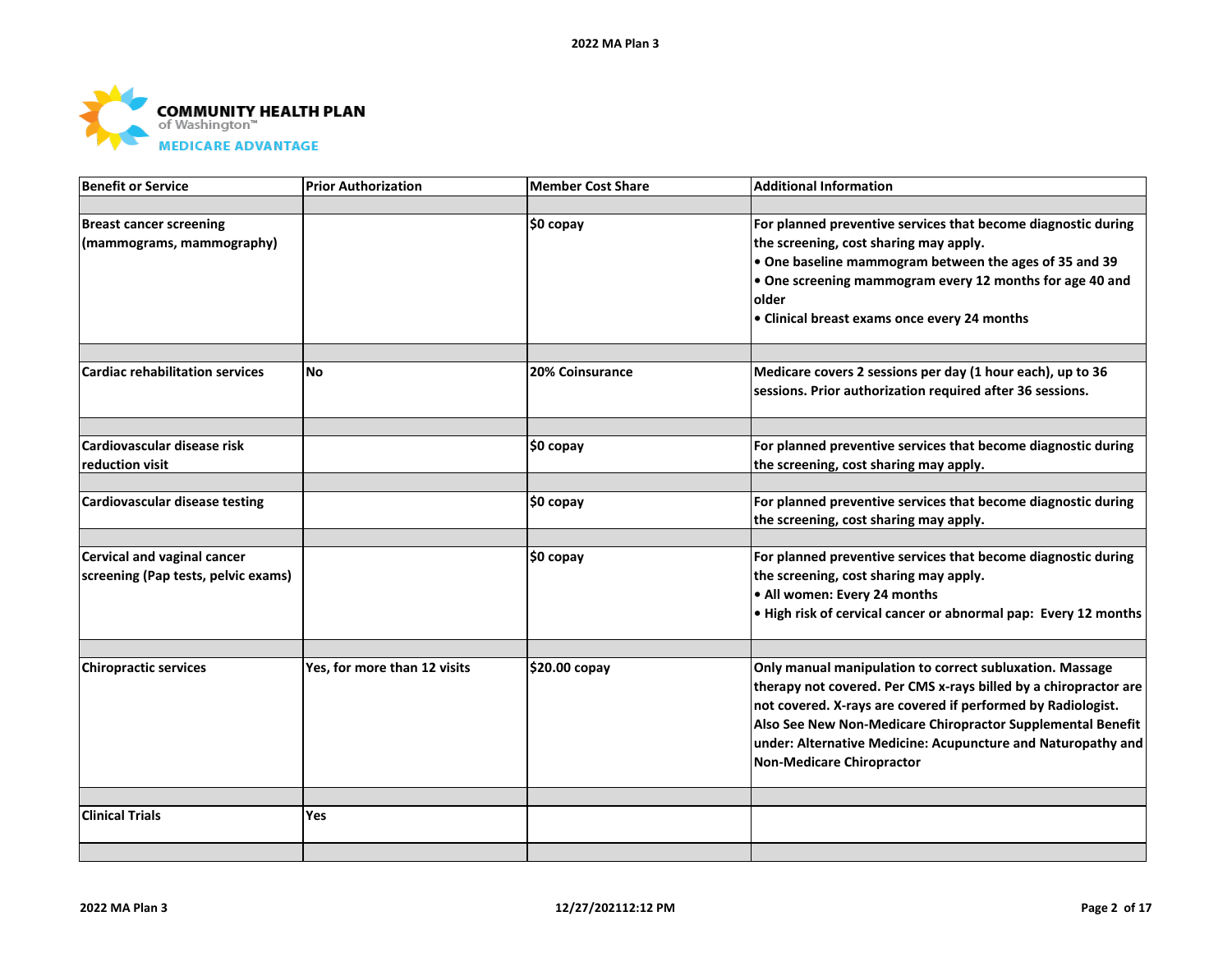| Benefit or Service | Prior Authorization | Member Cost Share | Additional Information |
|---|---|---|---|
| Breast cancer screening (mammograms, mammography) | | $0 copay | For planned preventive services that become diagnostic during the screening, cost sharing may apply.<br>• One baseline mammogram between the ages of 35 and 39<br>• One screening mammogram every 12 months for age 40 and older<br>• Clinical breast exams once every 24 months |
| Cardiac rehabilitation services | No | 20% Coinsurance | Medicare covers 2 sessions per day (1 hour each), up to 36 sessions. Prior authorization required after 36 sessions. |
| Cardiovascular disease risk reduction visit | | $0 copay | For planned preventive services that become diagnostic during the screening, cost sharing may apply. |
| Cardiovascular disease testing | | $0 copay | For planned preventive services that become diagnostic during the screening, cost sharing may apply. |
| Cervical and vaginal cancer screening (Pap tests, pelvic exams) | | $0 copay | For planned preventive services that become diagnostic during the screening, cost sharing may apply.<br>• All women: Every 24 months<br>• High risk of cervical cancer or abnormal pap: Every 12 months |
| Chiropractic services | Yes, for more than 12 visits | $20.00 copay | Only manual manipulation to correct subluxation. Massage therapy not covered. Per CMS x-rays billed by a chiropractor are not covered. X-rays are covered if performed by Radiologist. Also See New Non-Medicare Chiropractor Supplemental Benefit under: Alternative Medicine: Acupuncture and Naturopathy and Non-Medicare Chiropractor |
| Clinical Trials | Yes | | |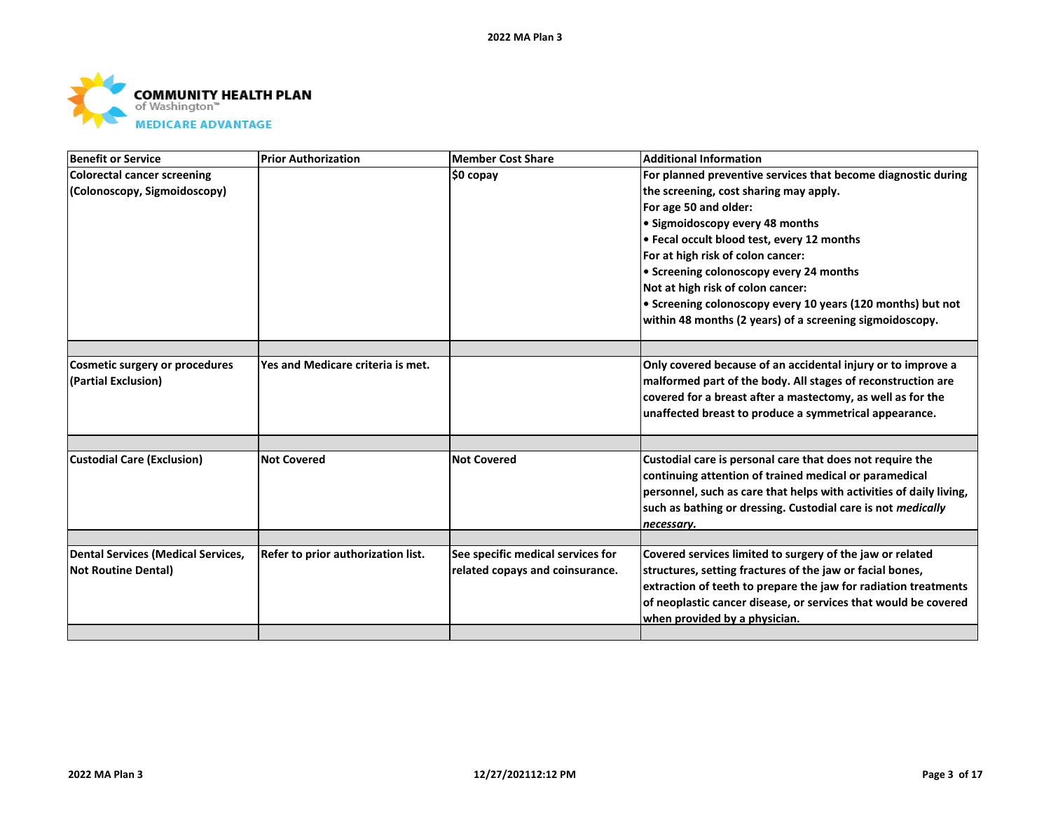| Benefit or Service | Prior Authorization | Member Cost Share | Additional Information |
|---|---|---|---|
| Colorectal cancer screening (Colonoscopy, Sigmoidoscopy) | | $0 copay | For planned preventive services that become diagnostic during the screening, cost sharing may apply.<br>For age 50 and older:<br>• Sigmoidoscopy every 48 months<br>• Fecal occult blood test, every 12 months<br>For at high risk of colon cancer:<br>• Screening colonoscopy every 24 months<br>Not at high risk of colon cancer:<br>• Screening colonoscopy every 10 years (120 months) but not within 48 months (2 years) of a screening sigmoidoscopy. |
| | | | |
| Cosmetic surgery or procedures (Partial Exclusion) | Yes and Medicare criteria is met. | | Only covered because of an accidental injury or to improve a malformed part of the body. All stages of reconstruction are covered for a breast after a mastectomy, as well as for the unaffected breast to produce a symmetrical appearance. |
| | | | |
| Custodial Care (Exclusion) | Not Covered | Not Covered | Custodial care is personal care that does not require the continuing attention of trained medical or paramedical personnel, such as care that helps with activities of daily living, such as bathing or dressing. Custodial care is not *medically necessary*. |
| | | | |
| Dental Services (Medical Services, Not Routine Dental) | Refer to prior authorization list. | See specific medical services for related copays and coinsurance. | Covered services limited to surgery of the jaw or related structures, setting fractures of the jaw or facial bones, extraction of teeth to prepare the jaw for radiation treatments of neoplastic cancer disease, or services that would be covered when provided by a physician. |
| | | | |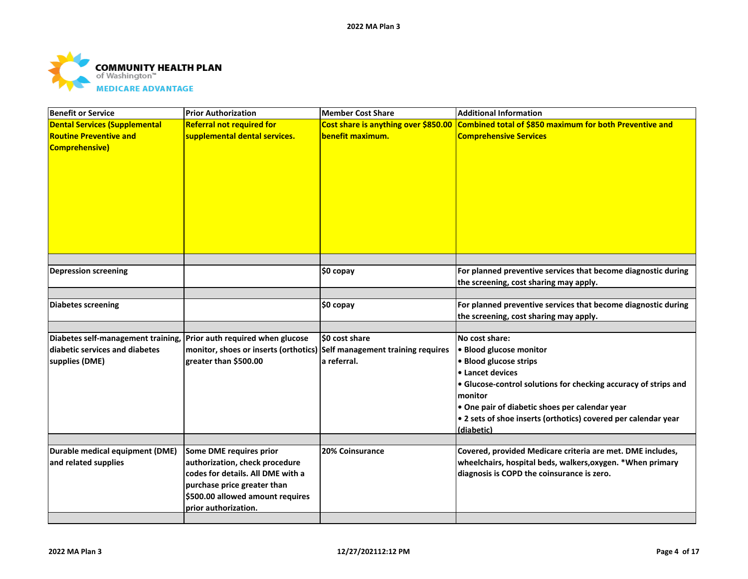| Benefit or Service | Prior Authorization | Member Cost Share | Additional Information |
|---|---|---|---|
| Dental Services (Supplemental Routine Preventive and Comprehensive) | Referral not required for supplemental dental services. | Cost share is anything over $850.00 benefit maximum. | Combined total of $850 maximum for both Preventive and Comprehensive Services |
| | | | |
| Depression screening | | $0 copay | For planned preventive services that become diagnostic during the screening, cost sharing may apply. |
| | | | |
| Diabetes screening | | $0 copay | For planned preventive services that become diagnostic during the screening, cost sharing may apply. |
| | | | |
| Diabetes self-management training, diabetic services and diabetes supplies (DME) | Prior auth required when glucose monitor, shoes or inserts (orthotics) greater than $500.00 | $0 cost share<br>Self management training requires a referral. | No cost share:<br>• Blood glucose monitor<br>• Blood glucose strips<br>• Lancet devices<br>• Glucose-control solutions for checking accuracy of strips and monitor<br>• One pair of diabetic shoes per calendar year<br>• 2 sets of shoe inserts (orthotics) covered per calendar year (diabetic) |
| | | | |
| Durable medical equipment (DME) and related supplies | Some DME requires prior authorization, check procedure codes for details. All DME with a purchase price greater than $500.00 allowed amount requires prior authorization. | 20% Coinsurance | Covered, provided Medicare criteria are met. DME includes, wheelchairs, hospital beds, walkers,oxygen. *When primary diagnosis is COPD the coinsurance is zero. |
| | | | |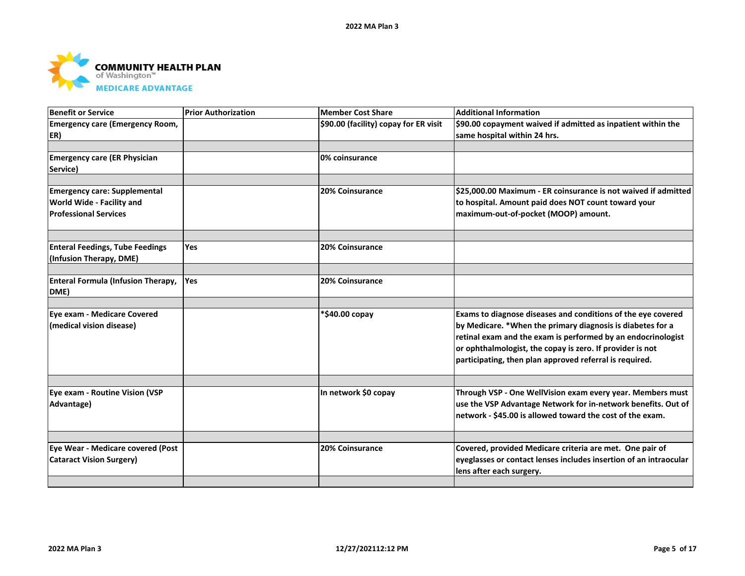| Benefit or Service | Prior Authorization | Member Cost Share | Additional Information |
|---|---|---|---|
| Emergency care (Emergency Room, ER) | | $90.00 (facility) copay for ER visit | $90.00 copayment waived if admitted as inpatient within the same hospital within 24 hrs. |
| Emergency care (ER Physician Service) | | 0% coinsurance | |
| Emergency care: Supplemental World Wide - Facility and Professional Services | | 20% Coinsurance | $25,000.00 Maximum - ER coinsurance is not waived if admitted to hospital. Amount paid does NOT count toward your maximum-out-of-pocket (MOOP) amount. |
| Enteral Feedings, Tube Feedings (Infusion Therapy, DME) | Yes | 20% Coinsurance | |
| Enteral Formula (Infusion Therapy, DME) | Yes | 20% Coinsurance | |
| Eye exam - Medicare Covered (medical vision disease) | | *$40.00 copay | Exams to diagnose diseases and conditions of the eye covered by Medicare. *When the primary diagnosis is diabetes for a retinal exam and the exam is performed by an endocrinologist or ophthalmologist, the copay is zero. If provider is not participating, then plan approved referral is required. |
| Eye exam - Routine Vision (VSP Advantage) | | In network $0 copay | Through VSP - One WellVision exam every year. Members must use the VSP Advantage Network for in-network benefits. Out of network - $45.00 is allowed toward the cost of the exam. |
| Eye Wear - Medicare covered (Post Cataract Vision Surgery) | | 20% Coinsurance | Covered, provided Medicare criteria are met. One pair of eyeglasses or contact lenses includes insertion of an intraocular lens after each surgery. |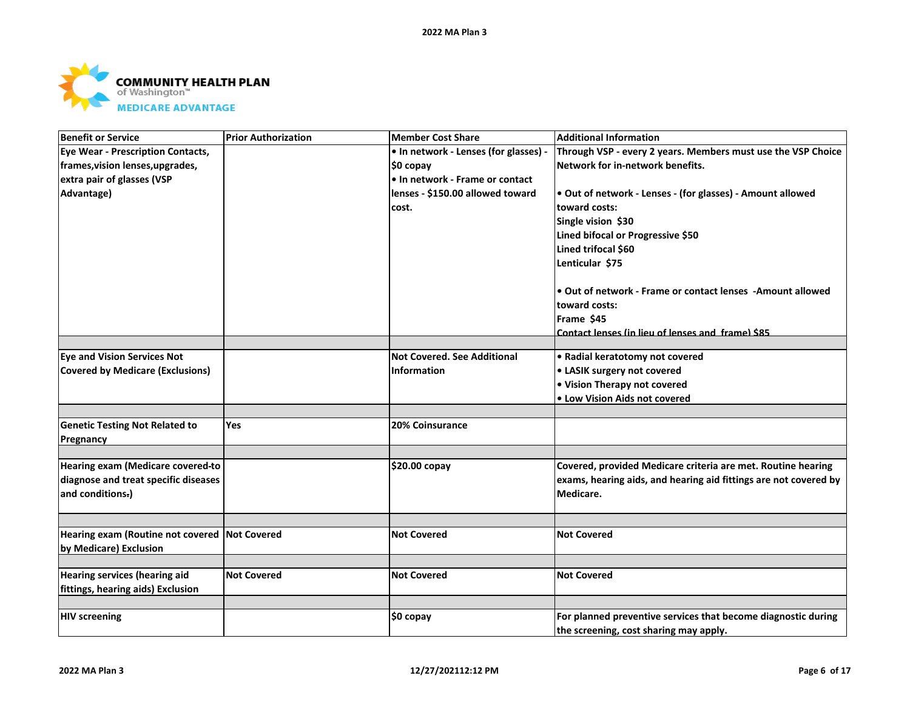| Benefit or Service | Prior Authorization | Member Cost Share | Additional Information |
|---|---|---|---|
| Eye Wear - Prescription Contacts, frames,vision lenses,upgrades, extra pair of glasses (VSP Advantage) | | • In network - Lenses (for glasses) - $0 copay<br>• In network - Frame or contact lenses - $150.00 allowed toward cost. | Through VSP - every 2 years. Members must use the VSP Choice Network for in-network benefits.<br><br>• Out of network - Lenses - (for glasses) - Amount allowed toward costs:<br>Single vision $30<br>Lined bifocal or Progressive $50<br>Lined trifocal $60<br>Lenticular $75<br><br>• Out of network - Frame or contact lenses -Amount allowed toward costs:<br>Frame $45<br>Contact lenses (in lieu of lenses and frame) $85 |
| | | | |
| Eye and Vision Services Not Covered by Medicare (Exclusions) | | Not Covered. See Additional Information | • Radial keratotomy not covered<br>• LASIK surgery not covered<br>• Vision Therapy not covered<br>• Low Vision Aids not covered |
| | | | |
| Genetic Testing Not Related to Pregnancy | Yes | 20% Coinsurance | |
| | | | |
| Hearing exam (Medicare covered-to diagnose and treat specific diseases and conditions.) | | $20.00 copay | Covered, provided Medicare criteria are met. Routine hearing exams, hearing aids, and hearing aid fittings are not covered by Medicare. |
| | | | |
| Hearing exam (Routine not covered by Medicare) Exclusion | Not Covered | Not Covered | Not Covered |
| | | | |
| Hearing services (hearing aid fittings, hearing aids) Exclusion | Not Covered | Not Covered | Not Covered |
| | | | |
| HIV screening | | $0 copay | For planned preventive services that become diagnostic during the screening, cost sharing may apply. |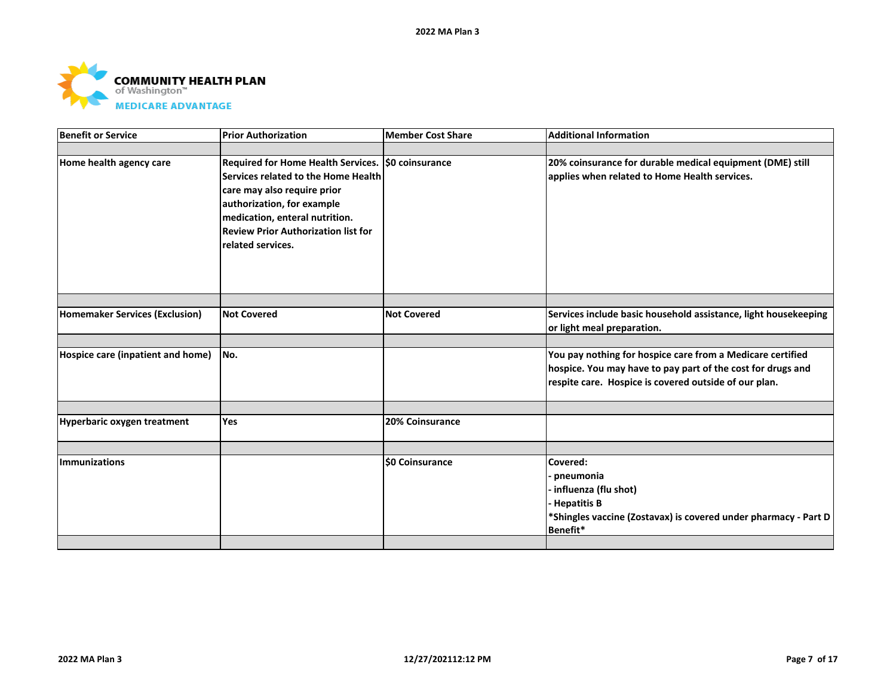COMMUNITY HEALTH PLAN of Washington™ MEDICARE ADVANTAGE

| Benefit or Service | Prior Authorization | Member Cost Share | Additional Information |
|---|---|---|---|
| Home health agency care | Required for Home Health Services. Services related to the Home Health care may also require prior authorization, for example medication, enteral nutrition. Review Prior Authorization list for related services. | $0 coinsurance | 20% coinsurance for durable medical equipment (DME) still applies when related to Home Health services. |
| Homemaker Services (Exclusion) | Not Covered | Not Covered | Services include basic household assistance, light housekeeping or light meal preparation. |
| Hospice care (inpatient and home) | No. | | You pay nothing for hospice care from a Medicare certified hospice. You may have to pay part of the cost for drugs and respite care. Hospice is covered outside of our plan. |
| Hyperbaric oxygen treatment | Yes | 20% Coinsurance | |
| Immunizations | | $0 Coinsurance | Covered:<br>- pneumonia<br>- influenza (flu shot)<br>- Hepatitis B<br>*Shingles vaccine (Zostavax) is covered under pharmacy - Part D Benefit* |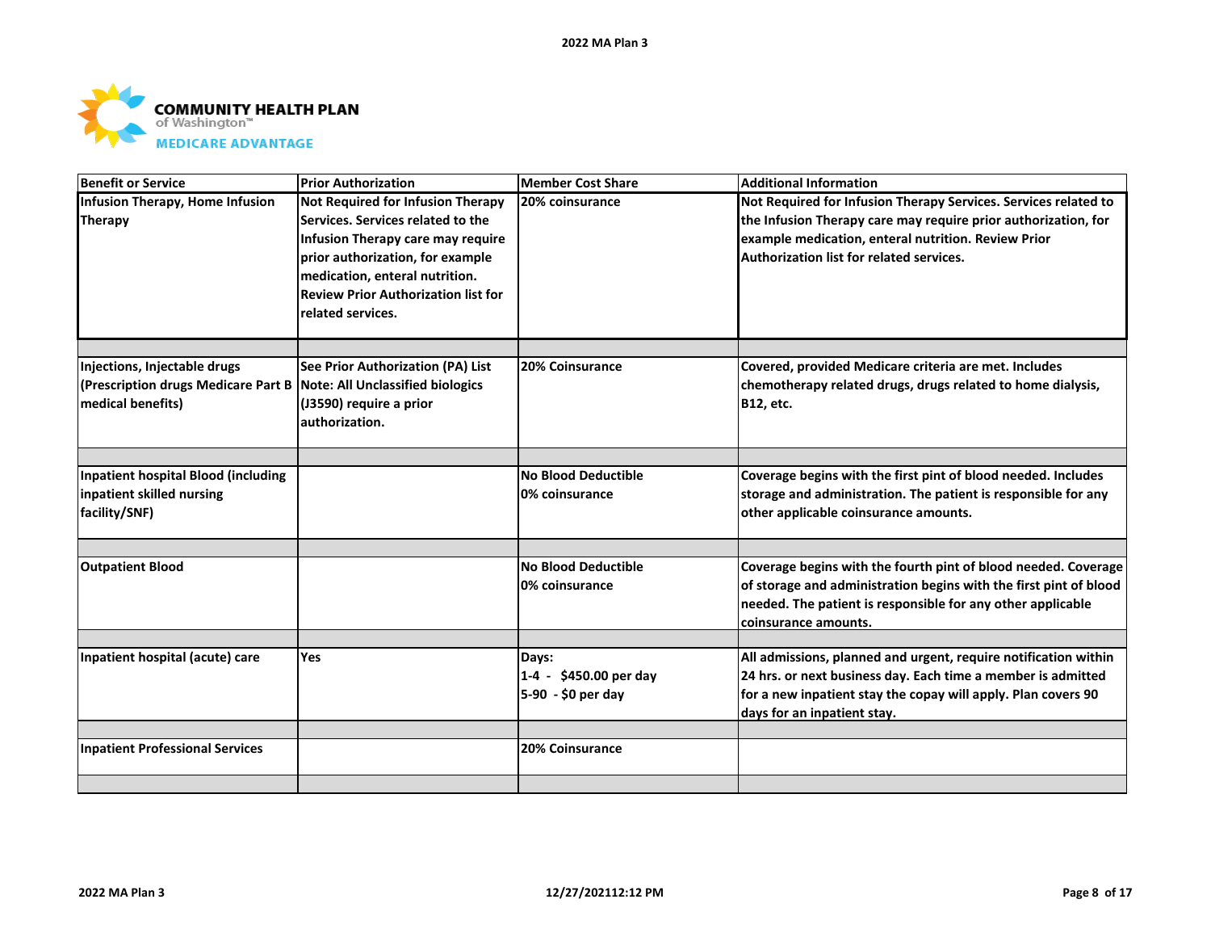| Benefit or Service | Prior Authorization | Member Cost Share | Additional Information |
|---|---|---|---|
| Infusion Therapy, Home Infusion Therapy | Not Required for Infusion Therapy Services. Services related to the Infusion Therapy care may require prior authorization, for example medication, enteral nutrition. Review Prior Authorization list for related services. | 20% coinsurance | Not Required for Infusion Therapy Services. Services related to the Infusion Therapy care may require prior authorization, for example medication, enteral nutrition. Review Prior Authorization list for related services. |
| | | | |
| Injections, Injectable drugs (Prescription drugs Medicare Part B medical benefits) | See Prior Authorization (PA) List Note: All Unclassified biologics (J3590) require a prior authorization. | 20% Coinsurance | Covered, provided Medicare criteria are met. Includes chemotherapy related drugs, drugs related to home dialysis, B12, etc. |
| | | | |
| Inpatient hospital Blood (including inpatient skilled nursing facility/SNF) | | No Blood Deductible<br>0% coinsurance | Coverage begins with the first pint of blood needed. Includes storage and administration. The patient is responsible for any other applicable coinsurance amounts. |
| | | | |
| Outpatient Blood | | No Blood Deductible<br>0% coinsurance | Coverage begins with the fourth pint of blood needed. Coverage of storage and administration begins with the first pint of blood needed. The patient is responsible for any other applicable coinsurance amounts. |
| | | | |
| Inpatient hospital (acute) care | Yes | Days:<br>1-4 - $450.00 per day<br>5-90 - $0 per day | All admissions, planned and urgent, require notification within 24 hrs. or next business day. Each time a member is admitted for a new inpatient stay the copay will apply. Plan covers 90 days for an inpatient stay. |
| | | | |
| Inpatient Professional Services | | 20% Coinsurance | |
| | | | |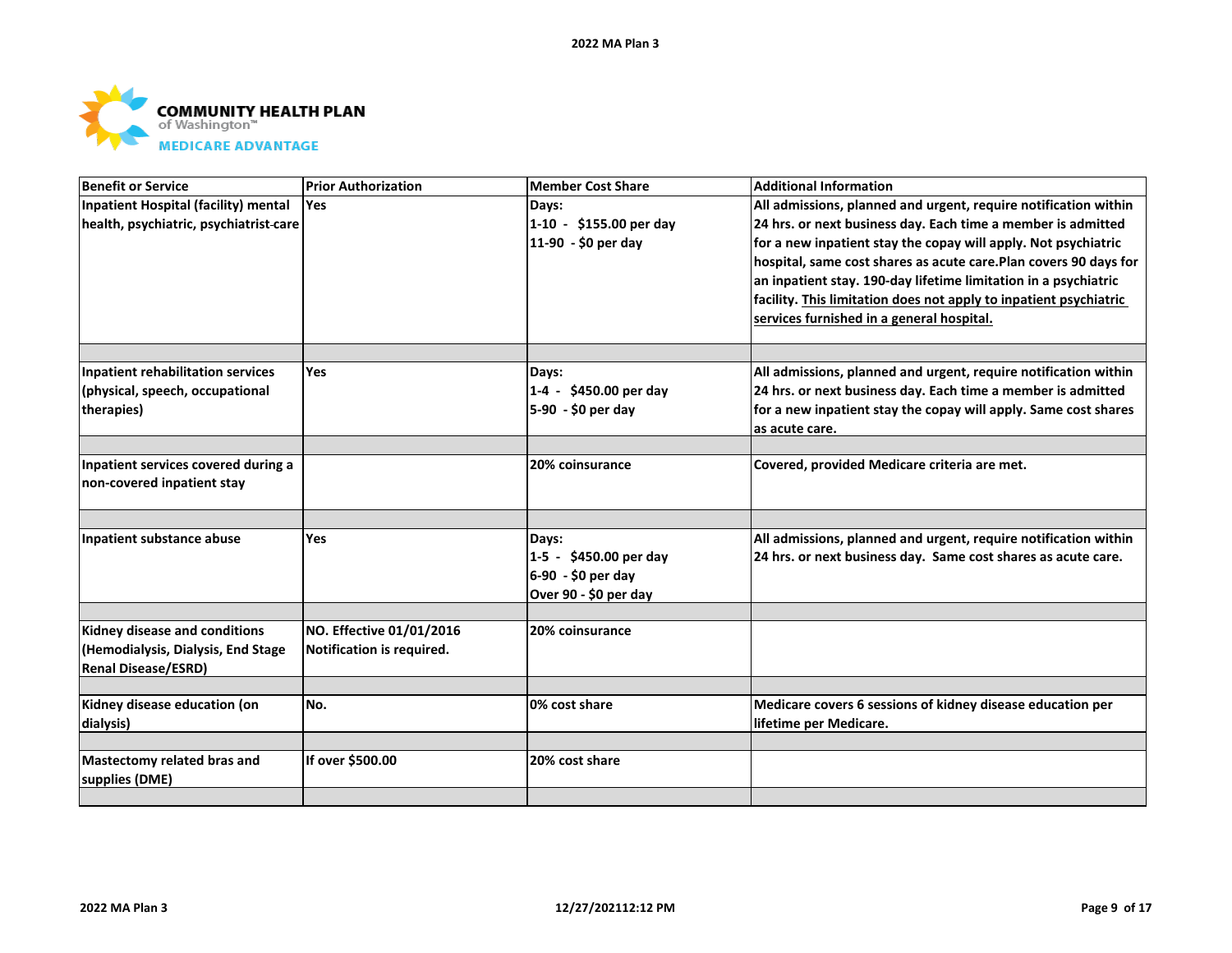COMMUNITY HEALTH PLAN
of Washington™
MEDICARE ADVANTAGE

| Benefit or Service | Prior Authorization | Member Cost Share | Additional Information |
|---|---|---|---|
| Inpatient Hospital (facility) mental health, psychiatric, psychiatrist-care | Yes | Days:<br>1-10 - $155.00 per day<br>11-90 - $0 per day | All admissions, planned and urgent, require notification within 24 hrs. or next business day. Each time a member is admitted for a new inpatient stay the copay will apply. Not psychiatric hospital, same cost shares as acute care.Plan covers 90 days for an inpatient stay. 190-day lifetime limitation in a psychiatric facility. This limitation does not apply to inpatient psychiatric services furnished in a general hospital. |
| | | | |
| Inpatient rehabilitation services (physical, speech, occupational therapies) | Yes | Days:<br>1-4 - $450.00 per day<br>5-90 - $0 per day | All admissions, planned and urgent, require notification within 24 hrs. or next business day. Each time a member is admitted for a new inpatient stay the copay will apply. Same cost shares as acute care. |
| | | | |
| Inpatient services covered during a non-covered inpatient stay | | 20% coinsurance | Covered, provided Medicare criteria are met. |
| | | | |
| Inpatient substance abuse | Yes | Days:<br>1-5 - $450.00 per day<br>6-90 - $0 per day<br>Over 90 - $0 per day | All admissions, planned and urgent, require notification within 24 hrs. or next business day. Same cost shares as acute care. |
| | | | |
| Kidney disease and conditions (Hemodialysis, Dialysis, End Stage Renal Disease/ESRD) | NO. Effective 01/01/2016 Notification is required. | 20% coinsurance | |
| | | | |
| Kidney disease education (on dialysis) | No. | 0% cost share | Medicare covers 6 sessions of kidney disease education per lifetime per Medicare. |
| | | | |
| Mastectomy related bras and supplies (DME) | If over $500.00 | 20% cost share | |
| | | | |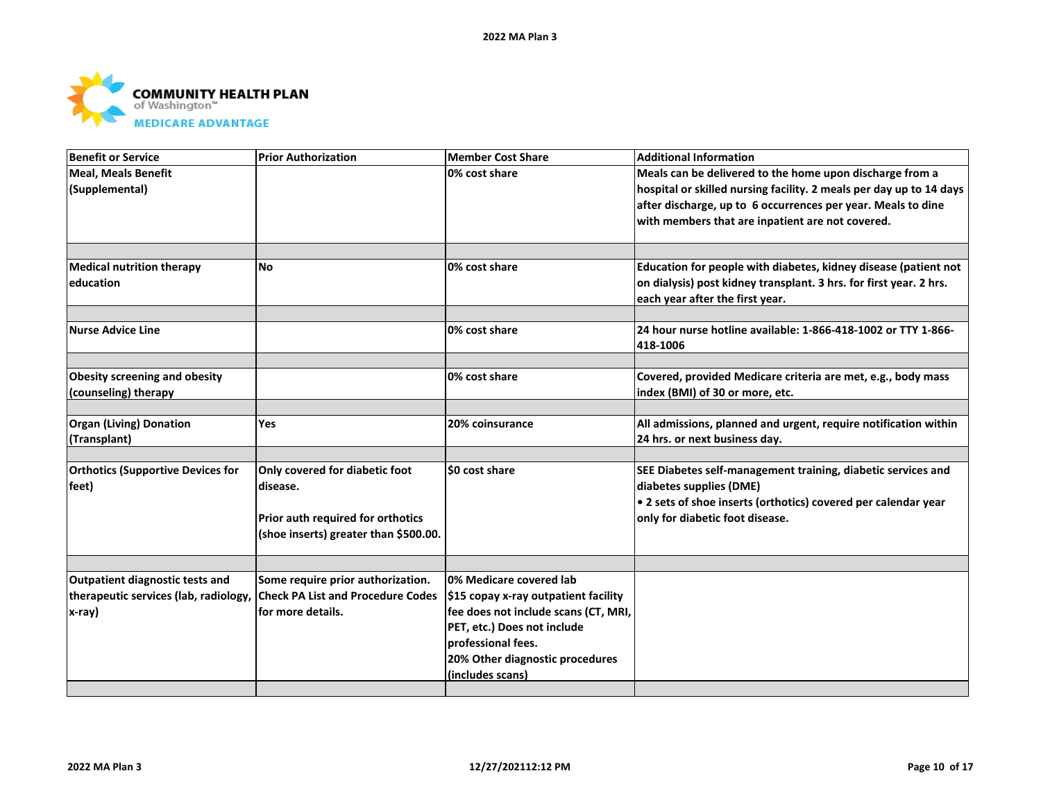**COMMUNITY HEALTH PLAN** of Washington™
**MEDICARE ADVANTAGE**

| Benefit or Service | Prior Authorization | Member Cost Share | Additional Information |
|---|---|---|---|
| Meal, Meals Benefit (Supplemental) | | 0% cost share | Meals can be delivered to the home upon discharge from a hospital or skilled nursing facility. 2 meals per day up to 14 days after discharge, up to 6 occurrences per year. Meals to dine with members that are inpatient are not covered. |
| | | | |
| Medical nutrition therapy education | No | 0% cost share | Education for people with diabetes, kidney disease (patient not on dialysis) post kidney transplant. 3 hrs. for first year. 2 hrs. each year after the first year. |
| | | | |
| Nurse Advice Line | | 0% cost share | 24 hour nurse hotline available: 1-866-418-1002 or TTY 1-866-418-1006 |
| | | | |
| Obesity screening and obesity (counseling) therapy | | 0% cost share | Covered, provided Medicare criteria are met, e.g., body mass index (BMI) of 30 or more, etc. |
| | | | |
| Organ (Living) Donation (Transplant) | Yes | 20% coinsurance | All admissions, planned and urgent, require notification within 24 hrs. or next business day. |
| | | | |
| Orthotics (Supportive Devices for feet) | Only covered for diabetic foot disease.<br><br>Prior auth required for orthotics (shoe inserts) greater than $500.00. | $0 cost share | SEE Diabetes self-management training, diabetic services and diabetes supplies (DME)<br>• 2 sets of shoe inserts (orthotics) covered per calendar year only for diabetic foot disease. |
| | | | |
| Outpatient diagnostic tests and therapeutic services (lab, radiology, x-ray) | Some require prior authorization. Check PA List and Procedure Codes for more details. | 0% Medicare covered lab<br>$15 copay x-ray outpatient facility fee does not include scans (CT, MRI, PET, etc.) Does not include professional fees.<br>20% Other diagnostic procedures (includes scans) | |
| | | | |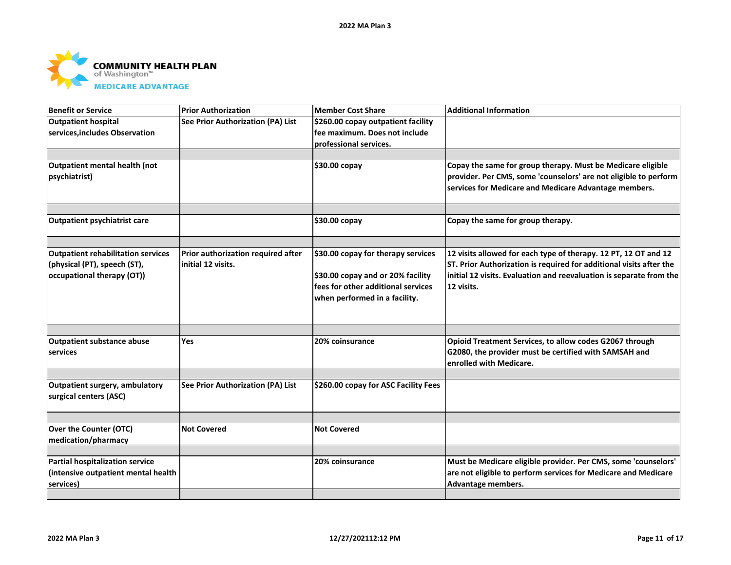COMMUNITY HEALTH PLAN of Washington™ MEDICARE ADVANTAGE

| Benefit or Service | Prior Authorization | Member Cost Share | Additional Information |
| --- | --- | --- | --- |
| Outpatient hospital services,includes Observation | See Prior Authorization (PA) List | $260.00 copay outpatient facility fee maximum. Does not include professional services. | |
| Outpatient mental health (not psychiatrist) | | $30.00 copay | Copay the same for group therapy. Must be Medicare eligible provider. Per CMS, some 'counselors' are not eligible to perform services for Medicare and Medicare Advantage members. |
| Outpatient psychiatrist care | | $30.00 copay | Copay the same for group therapy. |
| Outpatient rehabilitation services (physical (PT), speech (ST), occupational therapy (OT)) | Prior authorization required after initial 12 visits. | $30.00 copay for therapy services<br><br>$30.00 copay and or 20% facility fees for other additional services when performed in a facility. | 12 visits allowed for each type of therapy. 12 PT, 12 OT and 12 ST. Prior Authorization is required for additional visits after the initial 12 visits. Evaluation and reevaluation is separate from the 12 visits. |
| Outpatient substance abuse services | Yes | 20% coinsurance | Opioid Treatment Services, to allow codes G2067 through G2080, the provider must be certified with SAMSAH and enrolled with Medicare. |
| Outpatient surgery, ambulatory surgical centers (ASC) | See Prior Authorization (PA) List | $260.00 copay for ASC Facility Fees | |
| Over the Counter (OTC) medication/pharmacy | Not Covered | Not Covered | |
| Partial hospitalization service (intensive outpatient mental health services) | | 20% coinsurance | Must be Medicare eligible provider. Per CMS, some 'counselors' are not eligible to perform services for Medicare and Medicare Advantage members. |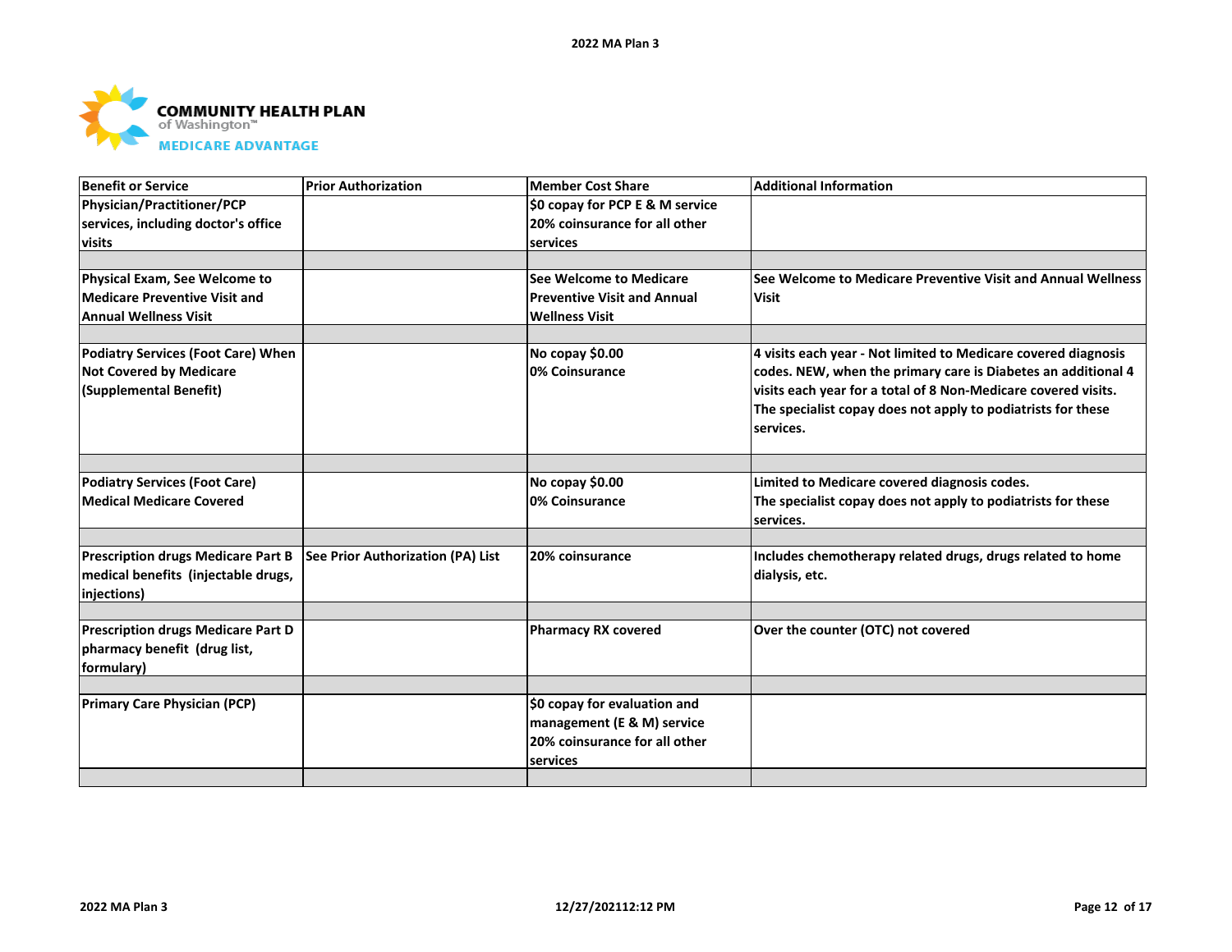COMMUNITY HEALTH PLAN of Washington™ MEDICARE ADVANTAGE

| Benefit or Service | Prior Authorization | Member Cost Share | Additional Information |
|---|---|---|---|
| Physician/Practitioner/PCP services, including doctor's office visits | | $0 copay for PCP E & M service 20% coinsurance for all other services | |
| Physical Exam, See Welcome to Medicare Preventive Visit and Annual Wellness Visit | | See Welcome to Medicare Preventive Visit and Annual Wellness Visit | See Welcome to Medicare Preventive Visit and Annual Wellness Visit |
| Podiatry Services (Foot Care) When Not Covered by Medicare (Supplemental Benefit) | | No copay $0.00<br>0% Coinsurance | 4 visits each year - Not limited to Medicare covered diagnosis codes. NEW, when the primary care is Diabetes an additional 4 visits each year for a total of 8 Non-Medicare covered visits. The specialist copay does not apply to podiatrists for these services. |
| Podiatry Services (Foot Care) Medical Medicare Covered | | No copay $0.00<br>0% Coinsurance | Limited to Medicare covered diagnosis codes.<br>The specialist copay does not apply to podiatrists for these services. |
| Prescription drugs Medicare Part B medical benefits (injectable drugs, injections) | See Prior Authorization (PA) List | 20% coinsurance | Includes chemotherapy related drugs, drugs related to home dialysis, etc. |
| Prescription drugs Medicare Part D pharmacy benefit (drug list, formulary) | | Pharmacy RX covered | Over the counter (OTC) not covered |
| Primary Care Physician (PCP) | | $0 copay for evaluation and management (E & M) service 20% coinsurance for all other services | |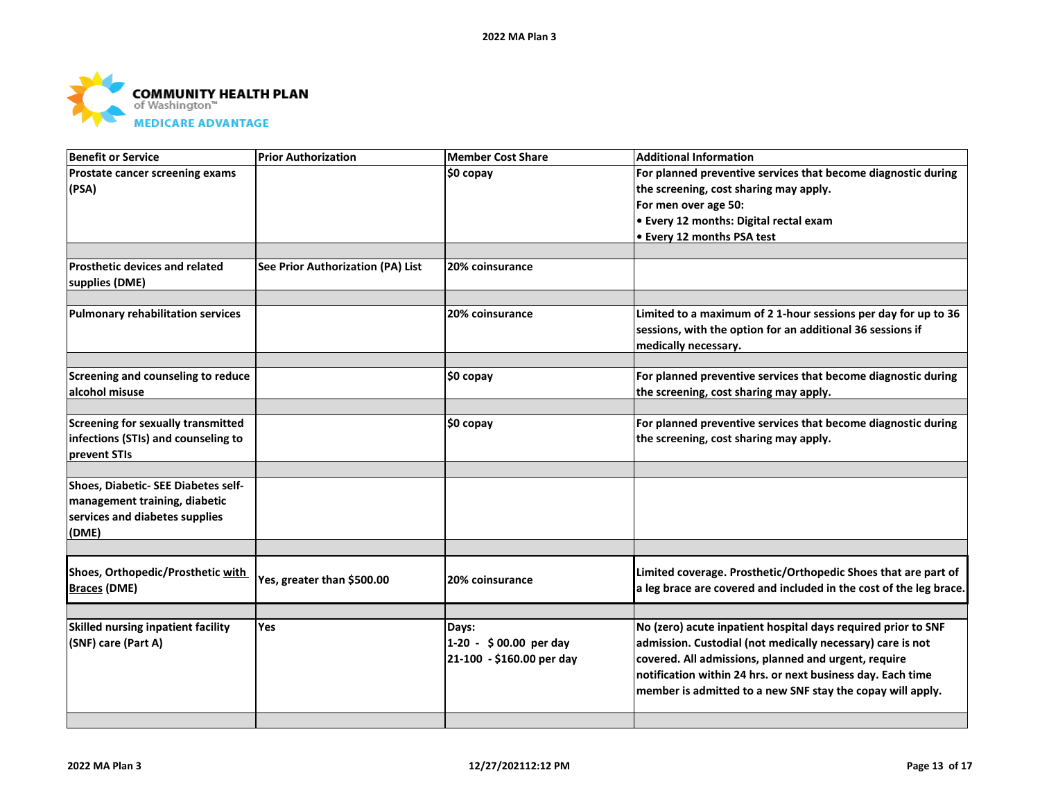| Benefit or Service | Prior Authorization | Member Cost Share | Additional Information |
|---|---|---|---|
| Prostate cancer screening exams (PSA) | | $0 copay | For planned preventive services that become diagnostic during the screening, cost sharing may apply.<br>For men over age 50:<br>• Every 12 months: Digital rectal exam<br>• Every 12 months PSA test |
| | | | |
| Prosthetic devices and related supplies (DME) | See Prior Authorization (PA) List | 20% coinsurance | |
| | | | |
| Pulmonary rehabilitation services | | 20% coinsurance | Limited to a maximum of 2 1-hour sessions per day for up to 36 sessions, with the option for an additional 36 sessions if medically necessary. |
| | | | |
| Screening and counseling to reduce alcohol misuse | | $0 copay | For planned preventive services that become diagnostic during the screening, cost sharing may apply. |
| | | | |
| Screening for sexually transmitted infections (STIs) and counseling to prevent STIs | | $0 copay | For planned preventive services that become diagnostic during the screening, cost sharing may apply. |
| | | | |
| Shoes, Diabetic- SEE Diabetes self-management training, diabetic services and diabetes supplies (DME) | | | |
| | | | |
| Shoes, Orthopedic/Prosthetic with Braces (DME) | Yes, greater than $500.00 | 20% coinsurance | Limited coverage. Prosthetic/Orthopedic Shoes that are part of a leg brace are covered and included in the cost of the leg brace. |
| | | | |
| Skilled nursing inpatient facility (SNF) care (Part A) | Yes | Days:<br>1-20 - $ 00.00 per day<br>21-100 - $160.00 per day | No (zero) acute inpatient hospital days required prior to SNF admission. Custodial (not medically necessary) care is not covered. All admissions, planned and urgent, require notification within 24 hrs. or next business day. Each time member is admitted to a new SNF stay the copay will apply. |
| | | | |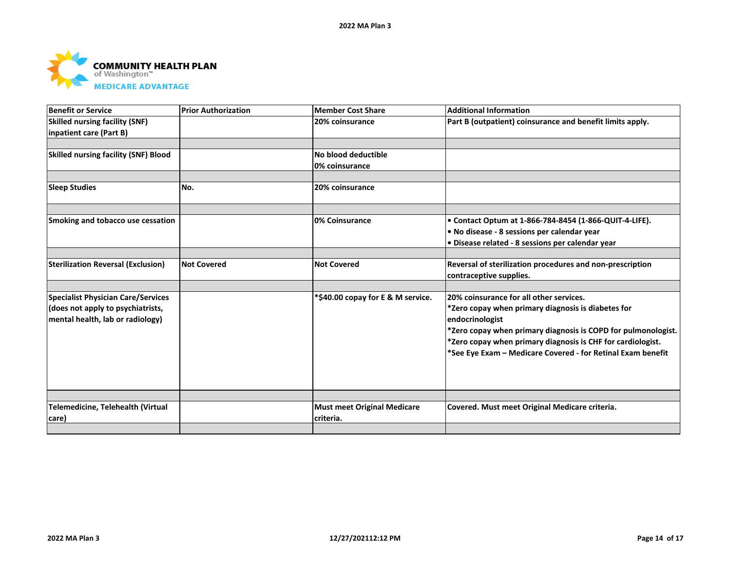| Benefit or Service | Prior Authorization | Member Cost Share | Additional Information |
|---|---|---|---|
| Skilled nursing facility (SNF) inpatient care (Part B) | | 20% coinsurance | Part B (outpatient) coinsurance and benefit limits apply. |
| | | | |
| Skilled nursing facility (SNF) Blood | | No blood deductible<br>0% coinsurance | |
| | | | |
| Sleep Studies | No. | 20% coinsurance | |
| | | | |
| Smoking and tobacco use cessation | | 0% Coinsurance | • Contact Optum at 1-866-784-8454 (1-866-QUIT-4-LIFE).<br>• No disease - 8 sessions per calendar year<br>• Disease related - 8 sessions per calendar year |
| | | | |
| Sterilization Reversal (Exclusion) | Not Covered | Not Covered | Reversal of sterilization procedures and non-prescription contraceptive supplies. |
| | | | |
| Specialist Physician Care/Services (does not apply to psychiatrists, mental health, lab or radiology) | | *$40.00 copay for E & M service. | 20% coinsurance for all other services.<br>*Zero copay when primary diagnosis is diabetes for endocrinologist<br>*Zero copay when primary diagnosis is COPD for pulmonologist.<br>*Zero copay when primary diagnosis is CHF for cardiologist.<br>*See Eye Exam – Medicare Covered - for Retinal Exam benefit |
| | | | |
| Telemedicine, Telehealth (Virtual care) | | Must meet Original Medicare criteria. | Covered. Must meet Original Medicare criteria. |
| | | | |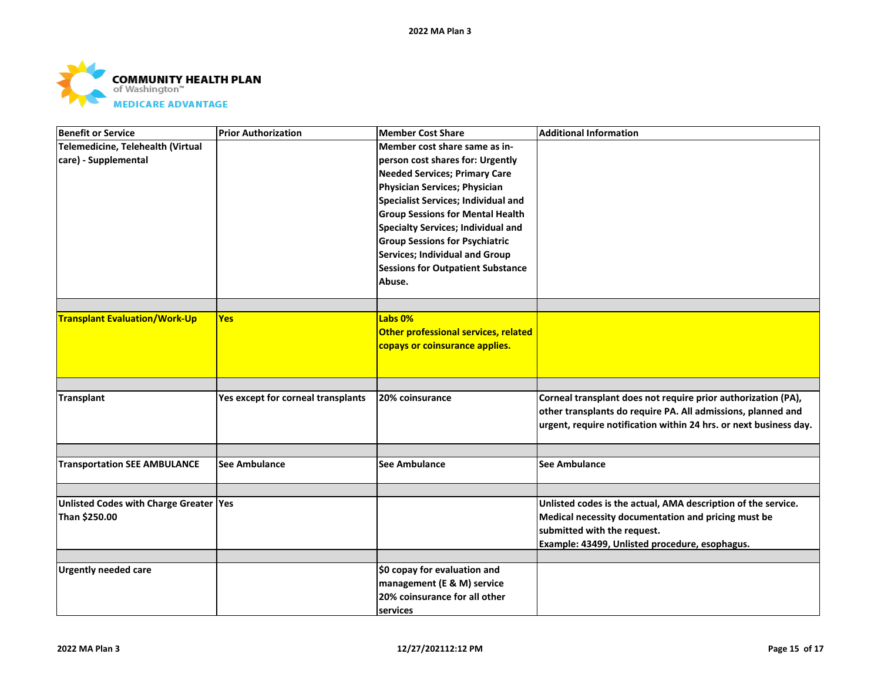| Benefit or Service | Prior Authorization | Member Cost Share | Additional Information |
| --- | --- | --- | --- |
| Telemedicine, Telehealth (Virtual care) - Supplemental | | Member cost share same as in-person cost shares for: Urgently Needed Services; Primary Care Physician Services; Physician Specialist Services; Individual and Group Sessions for Mental Health Specialty Services; Individual and Group Sessions for Psychiatric Services; Individual and Group Sessions for Outpatient Substance Abuse. | |
| | | | |
| Transplant Evaluation/Work-Up | Yes | Labs 0%<br>Other professional services, related copays or coinsurance applies. | |
| | | | |
| Transplant | Yes except for corneal transplants | 20% coinsurance | Corneal transplant does not require prior authorization (PA), other transplants do require PA. All admissions, planned and urgent, require notification within 24 hrs. or next business day. |
| | | | |
| Transportation SEE AMBULANCE | See Ambulance | See Ambulance | See Ambulance |
| | | | |
| Unlisted Codes with Charge Greater Than $250.00 | Yes | | Unlisted codes is the actual, AMA description of the service. Medical necessity documentation and pricing must be submitted with the request.<br>Example: 43499, Unlisted procedure, esophagus. |
| | | | |
| Urgently needed care | | $0 copay for evaluation and management (E & M) service<br>20% coinsurance for all other services | |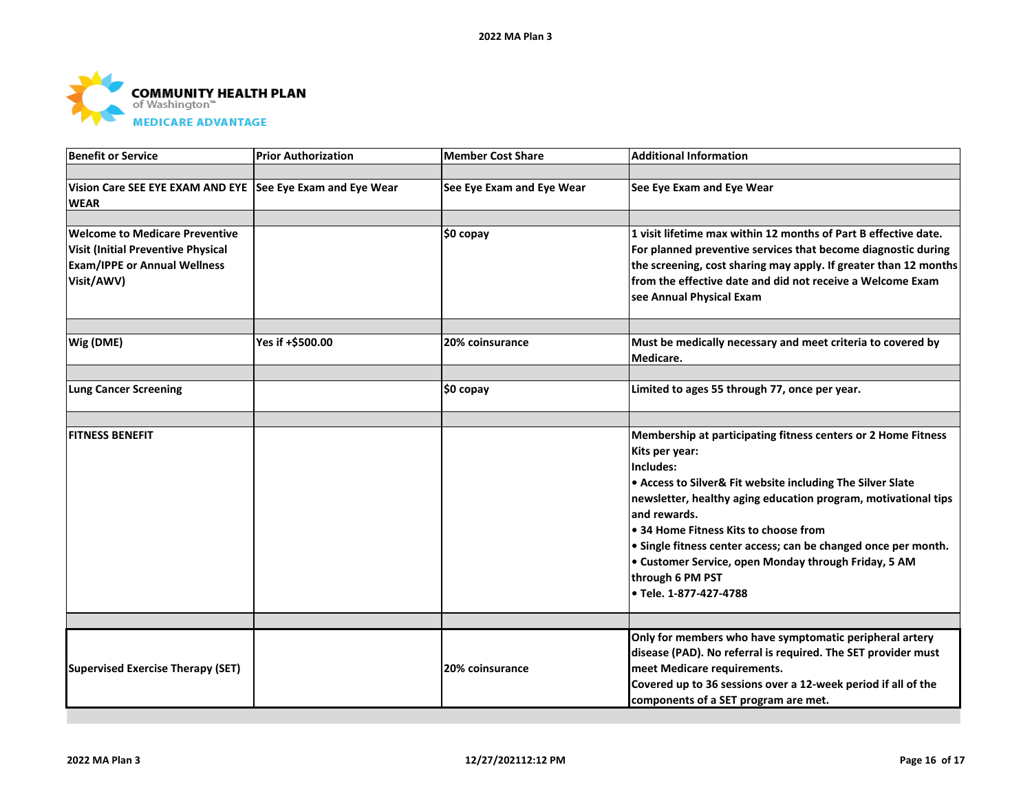COMMUNITY HEALTH PLAN
of Washington™
MEDICARE ADVANTAGE

| Benefit or Service | Prior Authorization | Member Cost Share | Additional Information |
|---|---|---|---|
| | | | |
| Vision Care SEE EYE EXAM AND EYE WEAR | See Eye Exam and Eye Wear | See Eye Exam and Eye Wear | See Eye Exam and Eye Wear |
| | | | |
| Welcome to Medicare Preventive Visit (Initial Preventive Physical Exam/IPPE or Annual Wellness Visit/AWV) | | $0 copay | 1 visit lifetime max within 12 months of Part B effective date. For planned preventive services that become diagnostic during the screening, cost sharing may apply. If greater than 12 months from the effective date and did not receive a Welcome Exam see Annual Physical Exam |
| | | | |
| Wig (DME) | Yes if +$500.00 | 20% coinsurance | Must be medically necessary and meet criteria to covered by Medicare. |
| | | | |
| Lung Cancer Screening | | $0 copay | Limited to ages 55 through 77, once per year. |
| | | | |
| FITNESS BENEFIT | | | Membership at participating fitness centers or 2 Home Fitness Kits per year:<br>Includes:<br>• Access to Silver& Fit website including The Silver Slate newsletter, healthy aging education program, motivational tips and rewards.<br>• 34 Home Fitness Kits to choose from<br>• Single fitness center access; can be changed once per month.<br>• Customer Service, open Monday through Friday, 5 AM through 6 PM PST<br>• Tele. 1-877-427-4788 |
| | | | |
| Supervised Exercise Therapy (SET) | | 20% coinsurance | Only for members who have symptomatic peripheral artery disease (PAD). No referral is required. The SET provider must meet Medicare requirements.<br>Covered up to 36 sessions over a 12-week period if all of the components of a SET program are met. |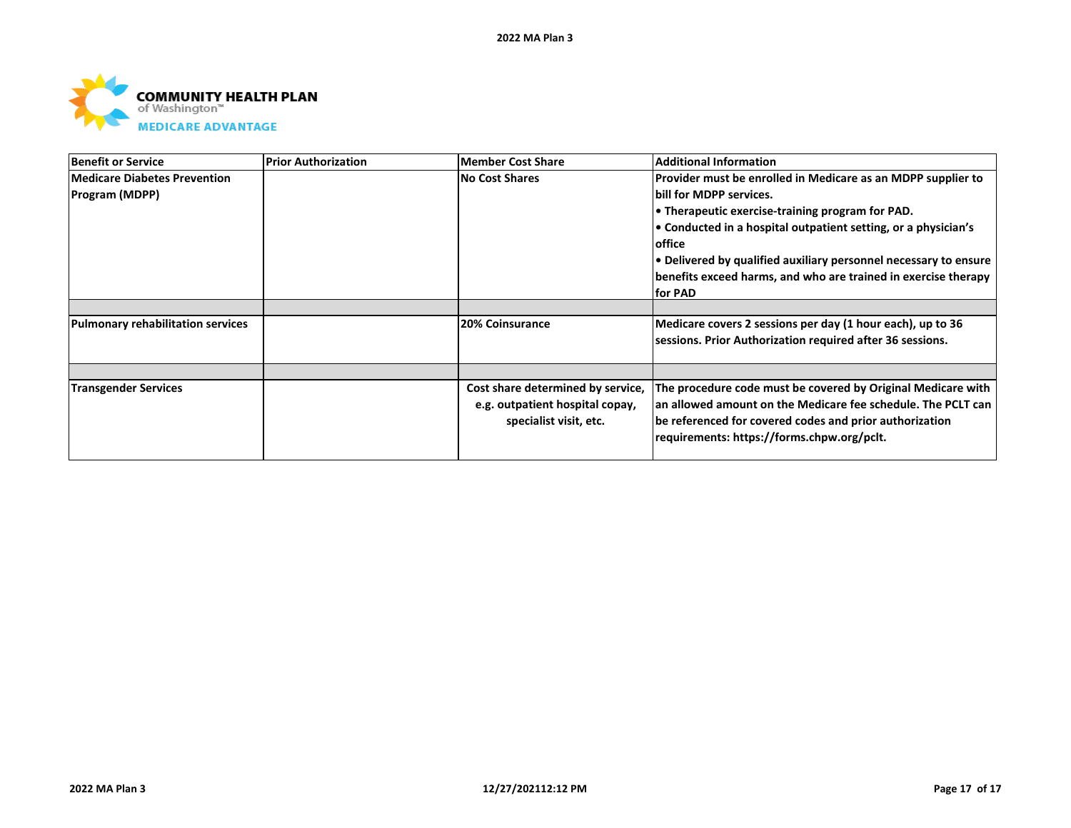COMMUNITY HEALTH PLAN of Washington™ MEDICARE ADVANTAGE

| Benefit or Service | Prior Authorization | Member Cost Share | Additional Information |
|---|---|---|---|
| Medicare Diabetes Prevention Program (MDPP) | | No Cost Shares | Provider must be enrolled in Medicare as an MDPP supplier to bill for MDPP services.<br>• Therapeutic exercise-training program for PAD.<br>• Conducted in a hospital outpatient setting, or a physician's office<br>• Delivered by qualified auxiliary personnel necessary to ensure benefits exceed harms, and who are trained in exercise therapy for PAD |
| | | | |
| Pulmonary rehabilitation services | | 20% Coinsurance | Medicare covers 2 sessions per day (1 hour each), up to 36 sessions. Prior Authorization required after 36 sessions. |
| | | | |
| Transgender Services | | Cost share determined by service, e.g. outpatient hospital copay, specialist visit, etc. | The procedure code must be covered by Original Medicare with an allowed amount on the Medicare fee schedule. The PCLT can be referenced for covered codes and prior authorization requirements: https://forms.chpw.org/pclt. |